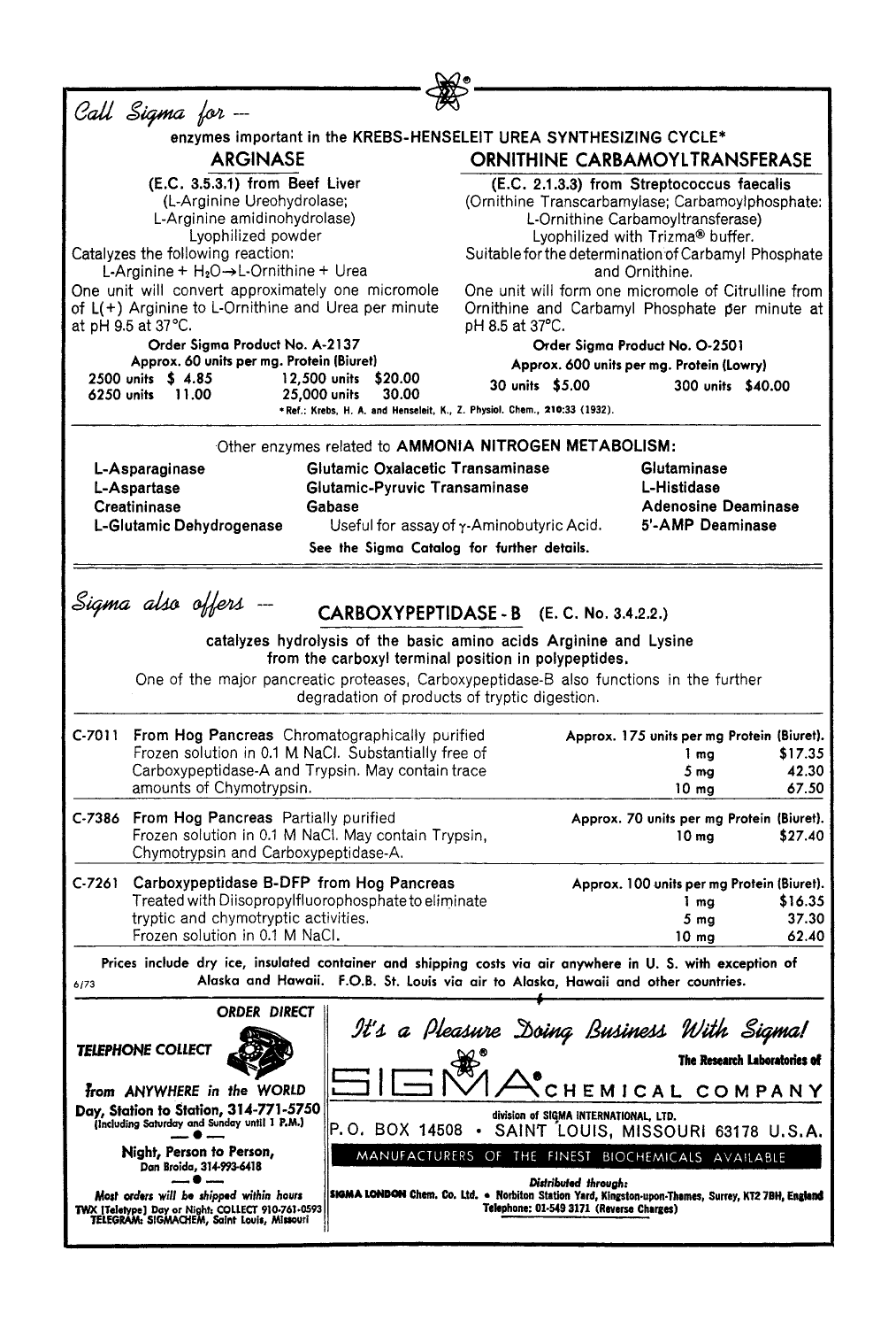*Call Sigma for —*

enzymes important in the KREBS-HENSELEIT UREA SYNTHESIZING CYCLE*

## ARGINASE

(E.C. 3.5.3.1) from Beef Liver
(L-Arginine Ureohydrolase;
L-Arginine amidinohydrolase)
Lyophilized powder

Catalyzes the following reaction:
L-Arginine + $H_2O \rightarrow$ L-Ornithine + Urea

One unit will convert approximately one micromole of L(+) Arginine to L-Ornithine and Urea per minute at pH 9.5 at 37°C.

**Order Sigma Product No. A-2137**
**Approx. 60 units per mg. Protein (Biuret)**

| | | | |
|---|---|---|---|
| 2500 units | $ 4.85 | 12,500 units | $20.00 |
| 6250 units | 11.00 | 25,000 units | 30.00 |

## ORNITHINE CARBAMOYLTRANSFERASE

(E.C. 2.1.3.3) from Streptococcus faecalis
(Ornithine Transcarbamylase; Carbamoylphosphate: L-Ornithine Carbamoyltransferase)
Lyophilized with Trizma® buffer.

Suitable for the determination of Carbamyl Phosphate and Ornithine.

One unit will form one micromole of Citrulline from Ornithine and Carbamyl Phosphate per minute at pH 8.5 at 37°C.

**Order Sigma Product No. O-2501**
**Approx. 600 units per mg. Protein (Lowry)**

| | | | |
|---|---|---|---|
| 30 units | $5.00 | 300 units | $40.00 |

*Ref.: Krebs, H. A. and Henseleit, K., Z. Physiol. Chem., 210:33 (1932).

---

Other enzymes related to **AMMONIA NITROGEN METABOLISM:**

| | | |
|---|---|---|
| **L-Asparaginase** | **Glutamic Oxalacetic Transaminase** | **Glutaminase** |
| **L-Aspartase** | **Glutamic-Pyruvic Transaminase** | **L-Histidase** |
| **Creatininase** | **Gabase** | **Adenosine Deaminase** |
| **L-Glutamic Dehydrogenase** | Useful for assay of γ-Aminobutyric Acid. | **5'-AMP Deaminase** |

**See the Sigma Catalog for further details.**

---

*Sigma also offers —*

## CARBOXYPEPTIDASE - B (E. C. No. 3.4.2.2.)

**catalyzes hydrolysis of the basic amino acids Arginine and Lysine from the carboxyl terminal position in polypeptides.**

One of the major pancreatic proteases, Carboxypeptidase-B also functions in the further degradation of products of tryptic digestion.

| No. | Description | Activity / Quantity | Price |
|---|---|---|---|
| C-7011 | **From Hog Pancreas** Chromatographically purified. Frozen solution in 0.1 M NaCl. Substantially free of Carboxypeptidase-A and Trypsin. May contain trace amounts of Chymotrypsin. | **Approx. 175 units per mg Protein (Biuret).** | |
| | | 1 mg | $17.35 |
| | | 5 mg | 42.30 |
| | | 10 mg | 67.50 |
| C-7386 | **From Hog Pancreas** Partially purified. Frozen solution in 0.1 M NaCl. May contain Trypsin, Chymotrypsin and Carboxypeptidase-A. | **Approx. 70 units per mg Protein (Biuret).** | |
| | | 10 mg | $27.40 |
| C-7261 | **Carboxypeptidase B-DFP from Hog Pancreas** Treated with Diisopropylfluorophosphate to eliminate tryptic and chymotryptic activities. Frozen solution in 0.1 M NaCl. | **Approx. 100 units per mg Protein (Biuret).** | |
| | | 1 mg | $16.35 |
| | | 5 mg | 37.30 |
| | | 10 mg | 62.40 |

**Prices include dry ice, insulated container and shipping costs via air anywhere in U. S. with exception of Alaska and Hawaii. F.O.B. St. Louis via air to Alaska, Hawaii and other countries.**

6/73

---

**ORDER DIRECT**

***TELEPHONE COLLECT***

***from ANYWHERE in the WORLD***

**Day, Station to Station, 314-771-5750**
(Including Saturday and Sunday until 1 P.M.)

**Night, Person to Person,**
Dan Broida, 314-993-6418

***Most orders will be shipped within hours***

**TWX (Teletype) Day or Night: COLLECT 910-761-0593**
**TELEGRAM: SIGMACHEM, Saint Louis, Missouri**

*It's a Pleasure Doing Business With Sigma!*

**The Research Laboratories of**

# SIGMA CHEMICAL COMPANY

division of SIGMA INTERNATIONAL, LTD.

P.O. BOX 14508 • SAINT LOUIS, MISSOURI 63178 U.S.A.

MANUFACTURERS OF THE FINEST BIOCHEMICALS AVAILABLE

***Distributed through:***

**SIGMA LONDON Chem. Co. Ltd. • Norbiton Station Yard, Kingston-upon-Thames, Surrey, KT2 7BH, England**
**Telephone: 01-549 3171 (Reverse Charges)**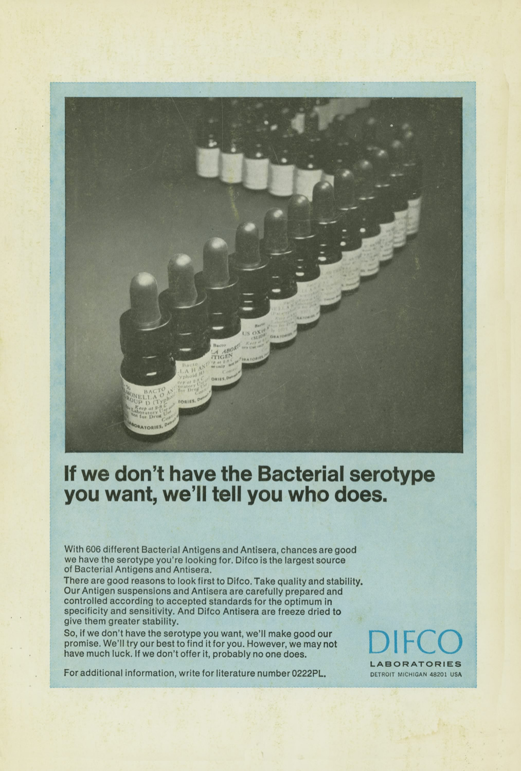# If we don't have the Bacterial serotype you want, we'll tell you who does.

With 606 different Bacterial Antigens and Antisera, chances are good we have the serotype you're looking for. Difco is the largest source of Bacterial Antigens and Antisera.

There are good reasons to look first to Difco. Take quality and stability. Our Antigen suspensions and Antisera are carefully prepared and controlled according to accepted standards for the optimum in specificity and sensitivity. And Difco Antisera are freeze dried to give them greater stability.

So, if we don't have the serotype you want, we'll make good our promise. We'll try our best to find it for you. However, we may not have much luck. If we don't offer it, probably no one does.

For additional information, write for literature number 0222PL.

DIFCO

LABORATORIES

DETROIT MICHIGAN 48201 USA